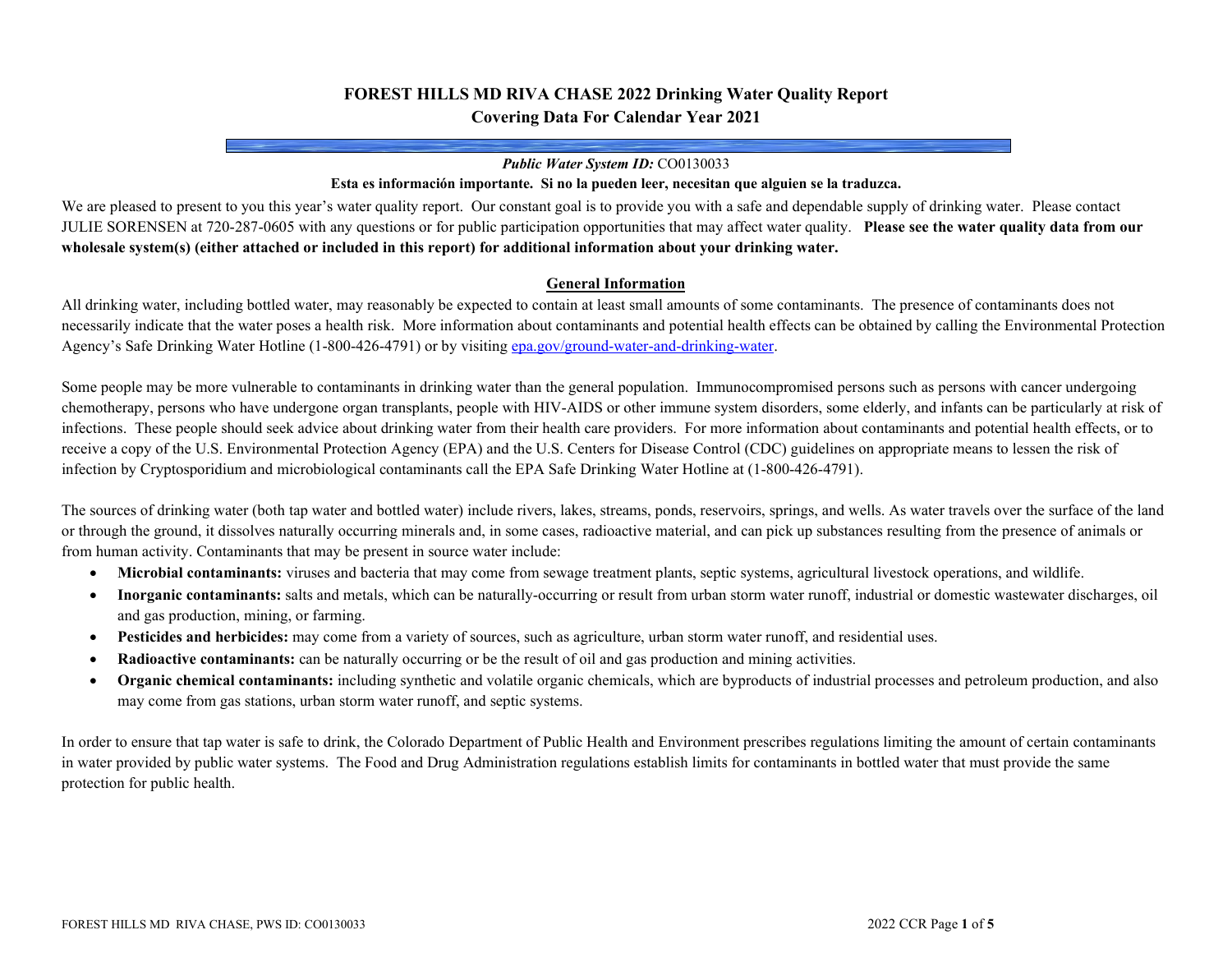# FOREST HILLS MD RIVA CHASE 2022 Drinking Water Quality Report
## Covering Data For Calendar Year 2021

***Public Water System ID:*** CO0130033

**Esta es información importante. Si no la pueden leer, necesitan que alguien se la traduzca.**

We are pleased to present to you this year's water quality report. Our constant goal is to provide you with a safe and dependable supply of drinking water. Please contact JULIE SORENSEN at 720-287-0605 with any questions or for public participation opportunities that may affect water quality. **Please see the water quality data from our wholesale system(s) (either attached or included in this report) for additional information about your drinking water.**

## General Information

All drinking water, including bottled water, may reasonably be expected to contain at least small amounts of some contaminants. The presence of contaminants does not necessarily indicate that the water poses a health risk. More information about contaminants and potential health effects can be obtained by calling the Environmental Protection Agency's Safe Drinking Water Hotline (1-800-426-4791) or by visiting [epa.gov/ground-water-and-drinking-water](epa.gov/ground-water-and-drinking-water).

Some people may be more vulnerable to contaminants in drinking water than the general population. Immunocompromised persons such as persons with cancer undergoing chemotherapy, persons who have undergone organ transplants, people with HIV-AIDS or other immune system disorders, some elderly, and infants can be particularly at risk of infections. These people should seek advice about drinking water from their health care providers. For more information about contaminants and potential health effects, or to receive a copy of the U.S. Environmental Protection Agency (EPA) and the U.S. Centers for Disease Control (CDC) guidelines on appropriate means to lessen the risk of infection by Cryptosporidium and microbiological contaminants call the EPA Safe Drinking Water Hotline at (1-800-426-4791).

The sources of drinking water (both tap water and bottled water) include rivers, lakes, streams, ponds, reservoirs, springs, and wells. As water travels over the surface of the land or through the ground, it dissolves naturally occurring minerals and, in some cases, radioactive material, and can pick up substances resulting from the presence of animals or from human activity. Contaminants that may be present in source water include:

- **Microbial contaminants:** viruses and bacteria that may come from sewage treatment plants, septic systems, agricultural livestock operations, and wildlife.
- **Inorganic contaminants:** salts and metals, which can be naturally-occurring or result from urban storm water runoff, industrial or domestic wastewater discharges, oil and gas production, mining, or farming.
- **Pesticides and herbicides:** may come from a variety of sources, such as agriculture, urban storm water runoff, and residential uses.
- **Radioactive contaminants:** can be naturally occurring or be the result of oil and gas production and mining activities.
- **Organic chemical contaminants:** including synthetic and volatile organic chemicals, which are byproducts of industrial processes and petroleum production, and also may come from gas stations, urban storm water runoff, and septic systems.

In order to ensure that tap water is safe to drink, the Colorado Department of Public Health and Environment prescribes regulations limiting the amount of certain contaminants in water provided by public water systems. The Food and Drug Administration regulations establish limits for contaminants in bottled water that must provide the same protection for public health.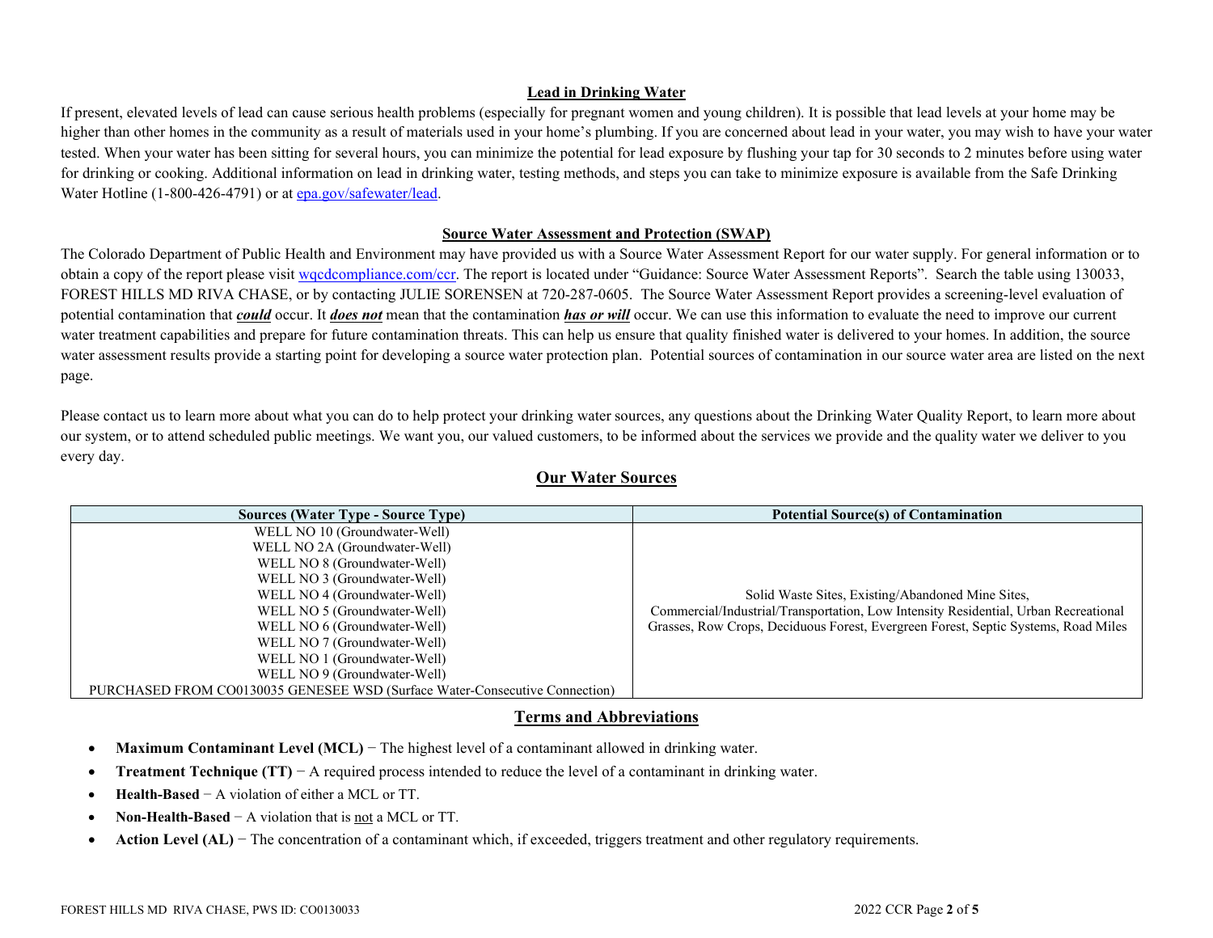## Lead in Drinking Water

If present, elevated levels of lead can cause serious health problems (especially for pregnant women and young children). It is possible that lead levels at your home may be higher than other homes in the community as a result of materials used in your home's plumbing. If you are concerned about lead in your water, you may wish to have your water tested. When your water has been sitting for several hours, you can minimize the potential for lead exposure by flushing your tap for 30 seconds to 2 minutes before using water for drinking or cooking. Additional information on lead in drinking water, testing methods, and steps you can take to minimize exposure is available from the Safe Drinking Water Hotline (1-800-426-4791) or at epa.gov/safewater/lead.

## Source Water Assessment and Protection (SWAP)

The Colorado Department of Public Health and Environment may have provided us with a Source Water Assessment Report for our water supply. For general information or to obtain a copy of the report please visit wqcdcompliance.com/ccr. The report is located under "Guidance: Source Water Assessment Reports". Search the table using 130033, FOREST HILLS MD RIVA CHASE, or by contacting JULIE SORENSEN at 720-287-0605. The Source Water Assessment Report provides a screening-level evaluation of potential contamination that ***could*** occur. It ***does not*** mean that the contamination ***has or will*** occur. We can use this information to evaluate the need to improve our current water treatment capabilities and prepare for future contamination threats. This can help us ensure that quality finished water is delivered to your homes. In addition, the source water assessment results provide a starting point for developing a source water protection plan. Potential sources of contamination in our source water area are listed on the next page.

Please contact us to learn more about what you can do to help protect your drinking water sources, any questions about the Drinking Water Quality Report, to learn more about our system, or to attend scheduled public meetings. We want you, our valued customers, to be informed about the services we provide and the quality water we deliver to you every day.

## Our Water Sources

| Sources (Water Type - Source Type) | Potential Source(s) of Contamination |
|---|---|
| WELL NO 10 (Groundwater-Well)<br>WELL NO 2A (Groundwater-Well)<br>WELL NO 8 (Groundwater-Well)<br>WELL NO 3 (Groundwater-Well)<br>WELL NO 4 (Groundwater-Well)<br>WELL NO 5 (Groundwater-Well)<br>WELL NO 6 (Groundwater-Well)<br>WELL NO 7 (Groundwater-Well)<br>WELL NO 1 (Groundwater-Well)<br>WELL NO 9 (Groundwater-Well)<br>PURCHASED FROM CO0130035 GENESEE WSD (Surface Water-Consecutive Connection) | Solid Waste Sites, Existing/Abandoned Mine Sites, Commercial/Industrial/Transportation, Low Intensity Residential, Urban Recreational Grasses, Row Crops, Deciduous Forest, Evergreen Forest, Septic Systems, Road Miles |

## Terms and Abbreviations

- **Maximum Contaminant Level (MCL)** − The highest level of a contaminant allowed in drinking water.
- **Treatment Technique (TT)** − A required process intended to reduce the level of a contaminant in drinking water.
- **Health-Based** − A violation of either a MCL or TT.
- **Non-Health-Based** − A violation that is not a MCL or TT.
- **Action Level (AL)** − The concentration of a contaminant which, if exceeded, triggers treatment and other regulatory requirements.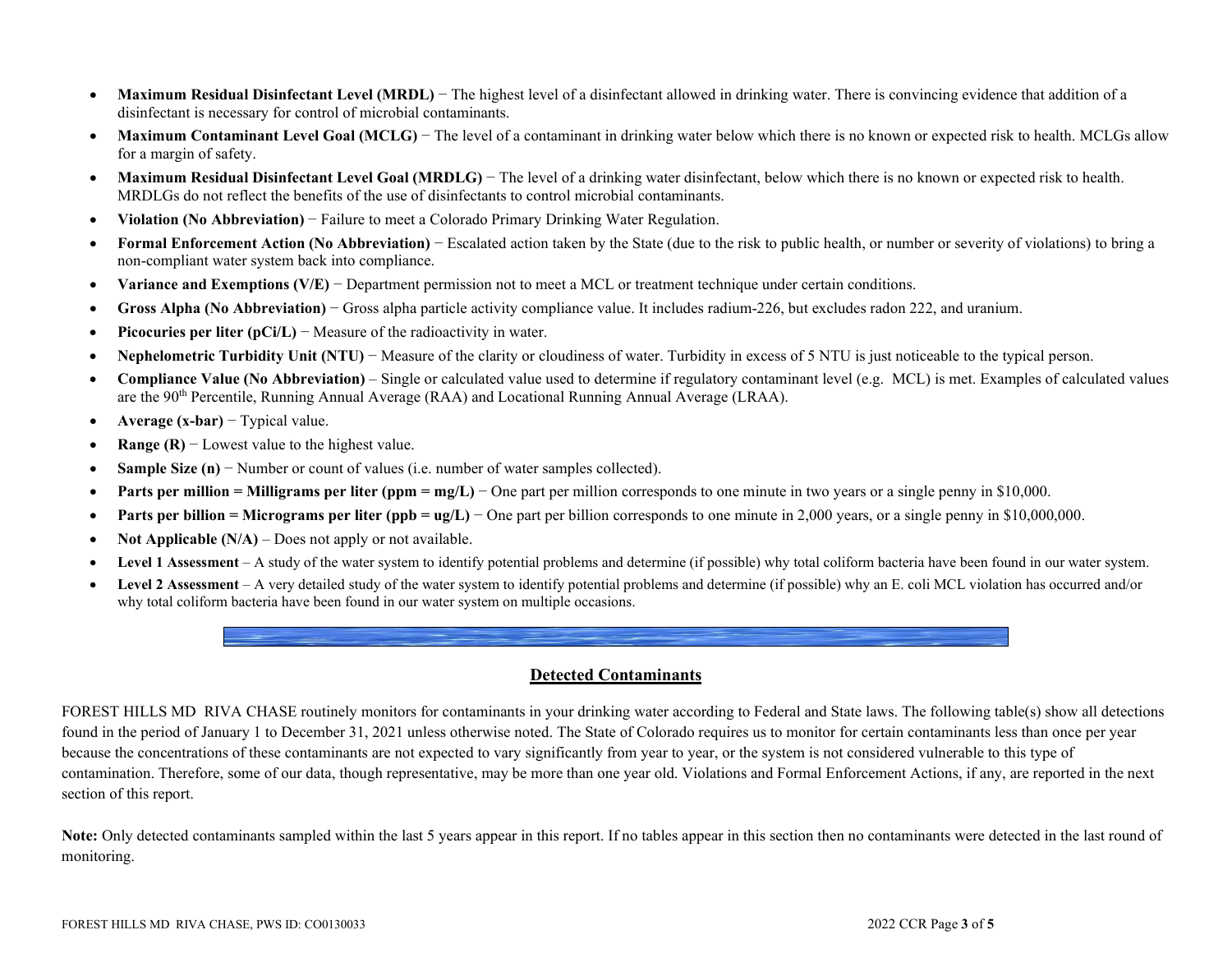- **Maximum Residual Disinfectant Level (MRDL)** − The highest level of a disinfectant allowed in drinking water. There is convincing evidence that addition of a disinfectant is necessary for control of microbial contaminants.
- **Maximum Contaminant Level Goal (MCLG)** − The level of a contaminant in drinking water below which there is no known or expected risk to health. MCLGs allow for a margin of safety.
- **Maximum Residual Disinfectant Level Goal (MRDLG)** − The level of a drinking water disinfectant, below which there is no known or expected risk to health. MRDLGs do not reflect the benefits of the use of disinfectants to control microbial contaminants.
- **Violation (No Abbreviation)** − Failure to meet a Colorado Primary Drinking Water Regulation.
- **Formal Enforcement Action (No Abbreviation)** − Escalated action taken by the State (due to the risk to public health, or number or severity of violations) to bring a non-compliant water system back into compliance.
- **Variance and Exemptions (V/E)** − Department permission not to meet a MCL or treatment technique under certain conditions.
- **Gross Alpha (No Abbreviation)** − Gross alpha particle activity compliance value. It includes radium-226, but excludes radon 222, and uranium.
- **Picocuries per liter (pCi/L)** − Measure of the radioactivity in water.
- **Nephelometric Turbidity Unit (NTU)** − Measure of the clarity or cloudiness of water. Turbidity in excess of 5 NTU is just noticeable to the typical person.
- **Compliance Value (No Abbreviation)** – Single or calculated value used to determine if regulatory contaminant level (e.g. MCL) is met. Examples of calculated values are the 90th Percentile, Running Annual Average (RAA) and Locational Running Annual Average (LRAA).
- **Average (x-bar)** − Typical value.
- **Range (R)** − Lowest value to the highest value.
- **Sample Size (n)** − Number or count of values (i.e. number of water samples collected).
- **Parts per million = Milligrams per liter (ppm = mg/L)** − One part per million corresponds to one minute in two years or a single penny in $10,000.
- **Parts per billion = Micrograms per liter (ppb = ug/L)** − One part per billion corresponds to one minute in 2,000 years, or a single penny in $10,000,000.
- **Not Applicable (N/A)** – Does not apply or not available.
- **Level 1 Assessment** – A study of the water system to identify potential problems and determine (if possible) why total coliform bacteria have been found in our water system.
- **Level 2 Assessment** – A very detailed study of the water system to identify potential problems and determine (if possible) why an E. coli MCL violation has occurred and/or why total coliform bacteria have been found in our water system on multiple occasions.

## Detected Contaminants

FOREST HILLS MD RIVA CHASE routinely monitors for contaminants in your drinking water according to Federal and State laws. The following table(s) show all detections found in the period of January 1 to December 31, 2021 unless otherwise noted. The State of Colorado requires us to monitor for certain contaminants less than once per year because the concentrations of these contaminants are not expected to vary significantly from year to year, or the system is not considered vulnerable to this type of contamination. Therefore, some of our data, though representative, may be more than one year old. Violations and Formal Enforcement Actions, if any, are reported in the next section of this report.

**Note:** Only detected contaminants sampled within the last 5 years appear in this report. If no tables appear in this section then no contaminants were detected in the last round of monitoring.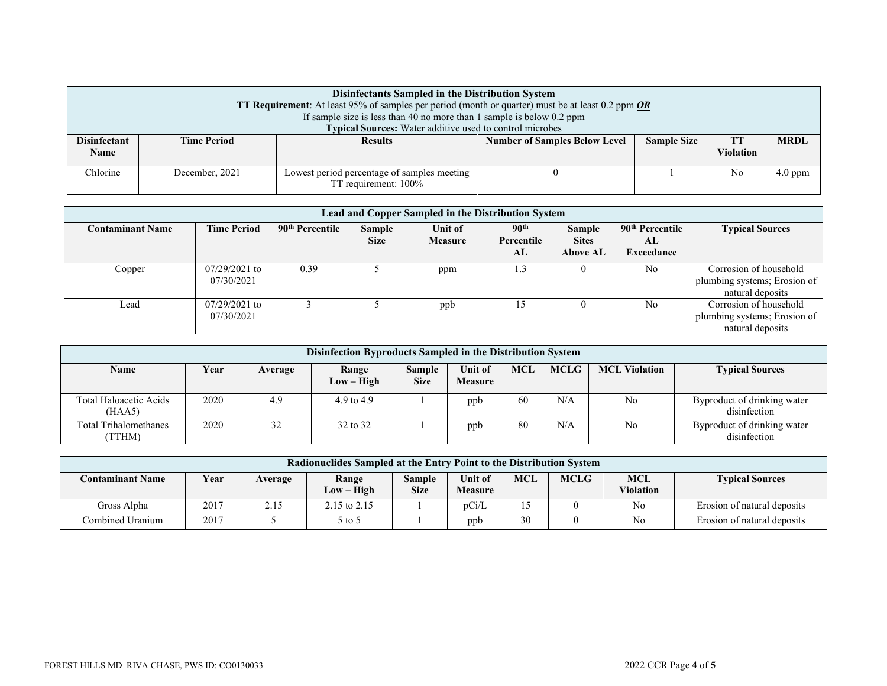| Disinfectants Sampled in the Distribution System<br>**TT Requirement**: At least 95% of samples per period (month or quarter) must be at least 0.2 ppm ***OR***<br>If sample size is less than 40 no more than 1 sample is below 0.2 ppm<br>**Typical Sources:** Water additive used to control microbes | | | | | | |
|---|---|---|---|---|---|---|
| **Disinfectant Name** | **Time Period** | **Results** | **Number of Samples Below Level** | **Sample Size** | **TT Violation** | **MRDL** |
| Chlorine | December, 2021 | Lowest period percentage of samples meeting TT requirement: 100% | 0 | 1 | No | 4.0 ppm |

| Lead and Copper Sampled in the Distribution System | | | | | | | | |
|---|---|---|---|---|---|---|---|---|
| **Contaminant Name** | **Time Period** | **90th Percentile** | **Sample Size** | **Unit of Measure** | **90th Percentile AL** | **Sample Sites Above AL** | **90th Percentile AL Exceedance** | **Typical Sources** |
| Copper | 07/29/2021 to 07/30/2021 | 0.39 | 5 | ppm | 1.3 | 0 | No | Corrosion of household plumbing systems; Erosion of natural deposits |
| Lead | 07/29/2021 to 07/30/2021 | 3 | 5 | ppb | 15 | 0 | No | Corrosion of household plumbing systems; Erosion of natural deposits |

| Disinfection Byproducts Sampled in the Distribution System | | | | | | | | | |
|---|---|---|---|---|---|---|---|---|---|
| **Name** | **Year** | **Average** | **Range Low – High** | **Sample Size** | **Unit of Measure** | **MCL** | **MCLG** | **MCL Violation** | **Typical Sources** |
| Total Haloacetic Acids (HAA5) | 2020 | 4.9 | 4.9 to 4.9 | 1 | ppb | 60 | N/A | No | Byproduct of drinking water disinfection |
| Total Trihalomethanes (TTHM) | 2020 | 32 | 32 to 32 | 1 | ppb | 80 | N/A | No | Byproduct of drinking water disinfection |

| Radionuclides Sampled at the Entry Point to the Distribution System | | | | | | | | | |
|---|---|---|---|---|---|---|---|---|---|
| **Contaminant Name** | **Year** | **Average** | **Range Low – High** | **Sample Size** | **Unit of Measure** | **MCL** | **MCLG** | **MCL Violation** | **Typical Sources** |
| Gross Alpha | 2017 | 2.15 | 2.15 to 2.15 | 1 | pCi/L | 15 | 0 | No | Erosion of natural deposits |
| Combined Uranium | 2017 | 5 | 5 to 5 | 1 | ppb | 30 | 0 | No | Erosion of natural deposits |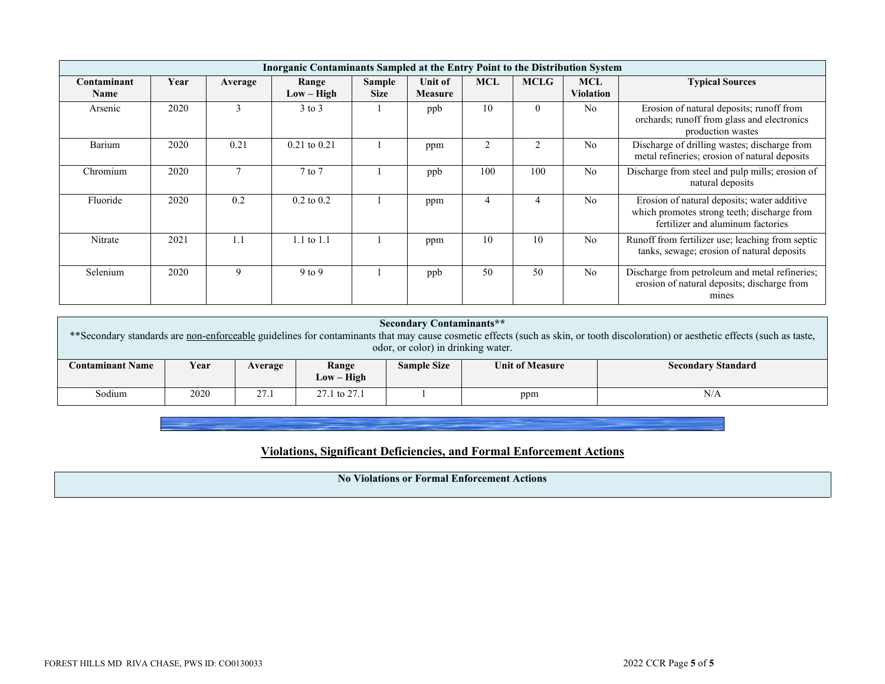| Inorganic Contaminants Sampled at the Entry Point to the Distribution System | | | | | | | | | |
|---|---|---|---|---|---|---|---|---|---|
| **Contaminant Name** | **Year** | **Average** | **Range Low – High** | **Sample Size** | **Unit of Measure** | **MCL** | **MCLG** | **MCL Violation** | **Typical Sources** |
| Arsenic | 2020 | 3 | 3 to 3 | 1 | ppb | 10 | 0 | No | Erosion of natural deposits; runoff from orchards; runoff from glass and electronics production wastes |
| Barium | 2020 | 0.21 | 0.21 to 0.21 | 1 | ppm | 2 | 2 | No | Discharge of drilling wastes; discharge from metal refineries; erosion of natural deposits |
| Chromium | 2020 | 7 | 7 to 7 | 1 | ppb | 100 | 100 | No | Discharge from steel and pulp mills; erosion of natural deposits |
| Fluoride | 2020 | 0.2 | 0.2 to 0.2 | 1 | ppm | 4 | 4 | No | Erosion of natural deposits; water additive which promotes strong teeth; discharge from fertilizer and aluminum factories |
| Nitrate | 2021 | 1.1 | 1.1 to 1.1 | 1 | ppm | 10 | 10 | No | Runoff from fertilizer use; leaching from septic tanks, sewage; erosion of natural deposits |
| Selenium | 2020 | 9 | 9 to 9 | 1 | ppb | 50 | 50 | No | Discharge from petroleum and metal refineries; erosion of natural deposits; discharge from mines |

**Secondary Contaminants****

**Secondary standards are non-enforceable guidelines for contaminants that may cause cosmetic effects (such as skin, or tooth discoloration) or aesthetic effects (such as taste, odor, or color) in drinking water.

| Contaminant Name | Year | Average | Range Low – High | Sample Size | Unit of Measure | Secondary Standard |
|---|---|---|---|---|---|---|
| Sodium | 2020 | 27.1 | 27.1 to 27.1 | 1 | ppm | N/A |

## Violations, Significant Deficiencies, and Formal Enforcement Actions

**No Violations or Formal Enforcement Actions**